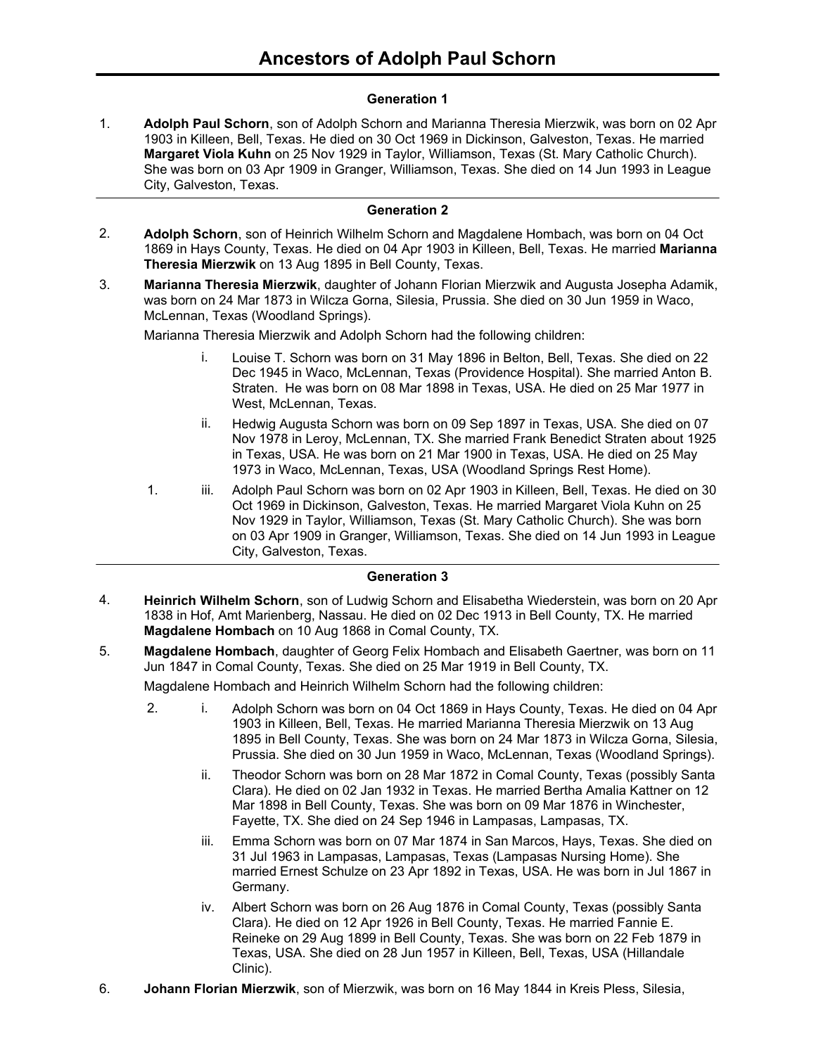# Ancestors of Adolph Paul Schorn

### Generation 1

1. **Adolph Paul Schorn**, son of Adolph Schorn and Marianna Theresia Mierzwik, was born on 02 Apr 1903 in Killeen, Bell, Texas. He died on 30 Oct 1969 in Dickinson, Galveston, Texas. He married **Margaret Viola Kuhn** on 25 Nov 1929 in Taylor, Williamson, Texas (St. Mary Catholic Church). She was born on 03 Apr 1909 in Granger, Williamson, Texas. She died on 14 Jun 1993 in League City, Galveston, Texas.

---

### Generation 2

2. **Adolph Schorn**, son of Heinrich Wilhelm Schorn and Magdalene Hombach, was born on 04 Oct 1869 in Hays County, Texas. He died on 04 Apr 1903 in Killeen, Bell, Texas. He married **Marianna Theresia Mierzwik** on 13 Aug 1895 in Bell County, Texas.

3. **Marianna Theresia Mierzwik**, daughter of Johann Florian Mierzwik and Augusta Josepha Adamik, was born on 24 Mar 1873 in Wilcza Gorna, Silesia, Prussia. She died on 30 Jun 1959 in Waco, McLennan, Texas (Woodland Springs).

   Marianna Theresia Mierzwik and Adolph Schorn had the following children:

   - i. Louise T. Schorn was born on 31 May 1896 in Belton, Bell, Texas. She died on 22 Dec 1945 in Waco, McLennan, Texas (Providence Hospital). She married Anton B. Straten. He was born on 08 Mar 1898 in Texas, USA. He died on 25 Mar 1977 in West, McLennan, Texas.
   - ii. Hedwig Augusta Schorn was born on 09 Sep 1897 in Texas, USA. She died on 07 Nov 1978 in Leroy, McLennan, TX. She married Frank Benedict Straten about 1925 in Texas, USA. He was born on 21 Mar 1900 in Texas, USA. He died on 25 May 1973 in Waco, McLennan, Texas, USA (Woodland Springs Rest Home).
   - 1. iii. Adolph Paul Schorn was born on 02 Apr 1903 in Killeen, Bell, Texas. He died on 30 Oct 1969 in Dickinson, Galveston, Texas. He married Margaret Viola Kuhn on 25 Nov 1929 in Taylor, Williamson, Texas (St. Mary Catholic Church). She was born on 03 Apr 1909 in Granger, Williamson, Texas. She died on 14 Jun 1993 in League City, Galveston, Texas.

---

### Generation 3

4. **Heinrich Wilhelm Schorn**, son of Ludwig Schorn and Elisabetha Wiederstein, was born on 20 Apr 1838 in Hof, Amt Marienberg, Nassau. He died on 02 Dec 1913 in Bell County, TX. He married **Magdalene Hombach** on 10 Aug 1868 in Comal County, TX.

5. **Magdalene Hombach**, daughter of Georg Felix Hombach and Elisabeth Gaertner, was born on 11 Jun 1847 in Comal County, Texas. She died on 25 Mar 1919 in Bell County, TX.

   Magdalene Hombach and Heinrich Wilhelm Schorn had the following children:

   - 2. i. Adolph Schorn was born on 04 Oct 1869 in Hays County, Texas. He died on 04 Apr 1903 in Killeen, Bell, Texas. He married Marianna Theresia Mierzwik on 13 Aug 1895 in Bell County, Texas. She was born on 24 Mar 1873 in Wilcza Gorna, Silesia, Prussia. She died on 30 Jun 1959 in Waco, McLennan, Texas (Woodland Springs).
   - ii. Theodor Schorn was born on 28 Mar 1872 in Comal County, Texas (possibly Santa Clara). He died on 02 Jan 1932 in Texas. He married Bertha Amalia Kattner on 12 Mar 1898 in Bell County, Texas. She was born on 09 Mar 1876 in Winchester, Fayette, TX. She died on 24 Sep 1946 in Lampasas, Lampasas, TX.
   - iii. Emma Schorn was born on 07 Mar 1874 in San Marcos, Hays, Texas. She died on 31 Jul 1963 in Lampasas, Lampasas, Texas (Lampasas Nursing Home). She married Ernest Schulze on 23 Apr 1892 in Texas, USA. He was born in Jul 1867 in Germany.
   - iv. Albert Schorn was born on 26 Aug 1876 in Comal County, Texas (possibly Santa Clara). He died on 12 Apr 1926 in Bell County, Texas. He married Fannie E. Reineke on 29 Aug 1899 in Bell County, Texas. She was born on 22 Feb 1879 in Texas, USA. She died on 28 Jun 1957 in Killeen, Bell, Texas, USA (Hillandale Clinic).

6. **Johann Florian Mierzwik**, son of Mierzwik, was born on 16 May 1844 in Kreis Pless, Silesia,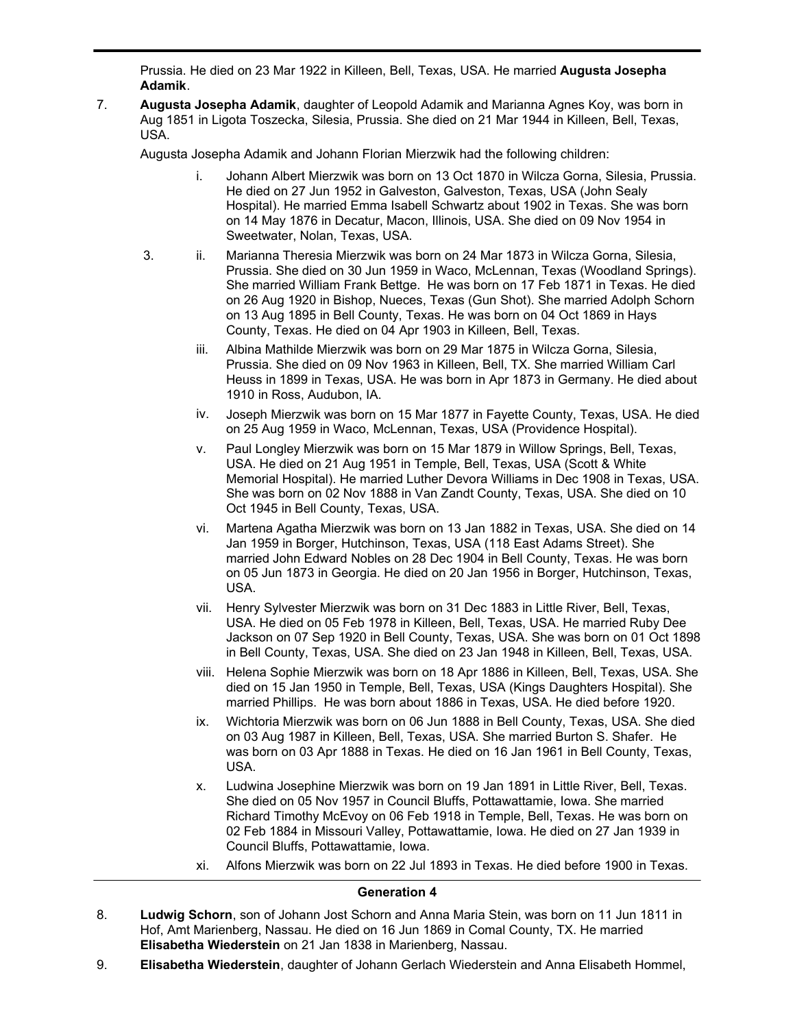Prussia. He died on 23 Mar 1922 in Killeen, Bell, Texas, USA. He married **Augusta Josepha Adamik**.

7. **Augusta Josepha Adamik**, daughter of Leopold Adamik and Marianna Agnes Koy, was born in Aug 1851 in Ligota Toszecka, Silesia, Prussia. She died on 21 Mar 1944 in Killeen, Bell, Texas, USA.

   Augusta Josepha Adamik and Johann Florian Mierzwik had the following children:

   - i. Johann Albert Mierzwik was born on 13 Oct 1870 in Wilcza Gorna, Silesia, Prussia. He died on 27 Jun 1952 in Galveston, Galveston, Texas, USA (John Sealy Hospital). He married Emma Isabell Schwartz about 1902 in Texas. She was born on 14 May 1876 in Decatur, Macon, Illinois, USA. She died on 09 Nov 1954 in Sweetwater, Nolan, Texas, USA.
   - 3. ii. Marianna Theresia Mierzwik was born on 24 Mar 1873 in Wilcza Gorna, Silesia, Prussia. She died on 30 Jun 1959 in Waco, McLennan, Texas (Woodland Springs). She married William Frank Bettge. He was born on 17 Feb 1871 in Texas. He died on 26 Aug 1920 in Bishop, Nueces, Texas (Gun Shot). She married Adolph Schorn on 13 Aug 1895 in Bell County, Texas. He was born on 04 Oct 1869 in Hays County, Texas. He died on 04 Apr 1903 in Killeen, Bell, Texas.
   - iii. Albina Mathilde Mierzwik was born on 29 Mar 1875 in Wilcza Gorna, Silesia, Prussia. She died on 09 Nov 1963 in Killeen, Bell, TX. She married William Carl Heuss in 1899 in Texas, USA. He was born in Apr 1873 in Germany. He died about 1910 in Ross, Audubon, IA.
   - iv. Joseph Mierzwik was born on 15 Mar 1877 in Fayette County, Texas, USA. He died on 25 Aug 1959 in Waco, McLennan, Texas, USA (Providence Hospital).
   - v. Paul Longley Mierzwik was born on 15 Mar 1879 in Willow Springs, Bell, Texas, USA. He died on 21 Aug 1951 in Temple, Bell, Texas, USA (Scott & White Memorial Hospital). He married Luther Devora Williams in Dec 1908 in Texas, USA. She was born on 02 Nov 1888 in Van Zandt County, Texas, USA. She died on 10 Oct 1945 in Bell County, Texas, USA.
   - vi. Martena Agatha Mierzwik was born on 13 Jan 1882 in Texas, USA. She died on 14 Jan 1959 in Borger, Hutchinson, Texas, USA (118 East Adams Street). She married John Edward Nobles on 28 Dec 1904 in Bell County, Texas. He was born on 05 Jun 1873 in Georgia. He died on 20 Jan 1956 in Borger, Hutchinson, Texas, USA.
   - vii. Henry Sylvester Mierzwik was born on 31 Dec 1883 in Little River, Bell, Texas, USA. He died on 05 Feb 1978 in Killeen, Bell, Texas, USA. He married Ruby Dee Jackson on 07 Sep 1920 in Bell County, Texas, USA. She was born on 01 Oct 1898 in Bell County, Texas, USA. She died on 23 Jan 1948 in Killeen, Bell, Texas, USA.
   - viii. Helena Sophie Mierzwik was born on 18 Apr 1886 in Killeen, Bell, Texas, USA. She died on 15 Jan 1950 in Temple, Bell, Texas, USA (Kings Daughters Hospital). She married Phillips. He was born about 1886 in Texas, USA. He died before 1920.
   - ix. Wichtoria Mierzwik was born on 06 Jun 1888 in Bell County, Texas, USA. She died on 03 Aug 1987 in Killeen, Bell, Texas, USA. She married Burton S. Shafer. He was born on 03 Apr 1888 in Texas. He died on 16 Jan 1961 in Bell County, Texas, USA.
   - x. Ludwina Josephine Mierzwik was born on 19 Jan 1891 in Little River, Bell, Texas. She died on 05 Nov 1957 in Council Bluffs, Pottawattamie, Iowa. She married Richard Timothy McEvoy on 06 Feb 1918 in Temple, Bell, Texas. He was born on 02 Feb 1884 in Missouri Valley, Pottawattamie, Iowa. He died on 27 Jan 1939 in Council Bluffs, Pottawattamie, Iowa.
   - xi. Alfons Mierzwik was born on 22 Jul 1893 in Texas. He died before 1900 in Texas.

## Generation 4

8. **Ludwig Schorn**, son of Johann Jost Schorn and Anna Maria Stein, was born on 11 Jun 1811 in Hof, Amt Marienberg, Nassau. He died on 16 Jun 1869 in Comal County, TX. He married **Elisabetha Wiederstein** on 21 Jan 1838 in Marienberg, Nassau.

9. **Elisabetha Wiederstein**, daughter of Johann Gerlach Wiederstein and Anna Elisabeth Hommel,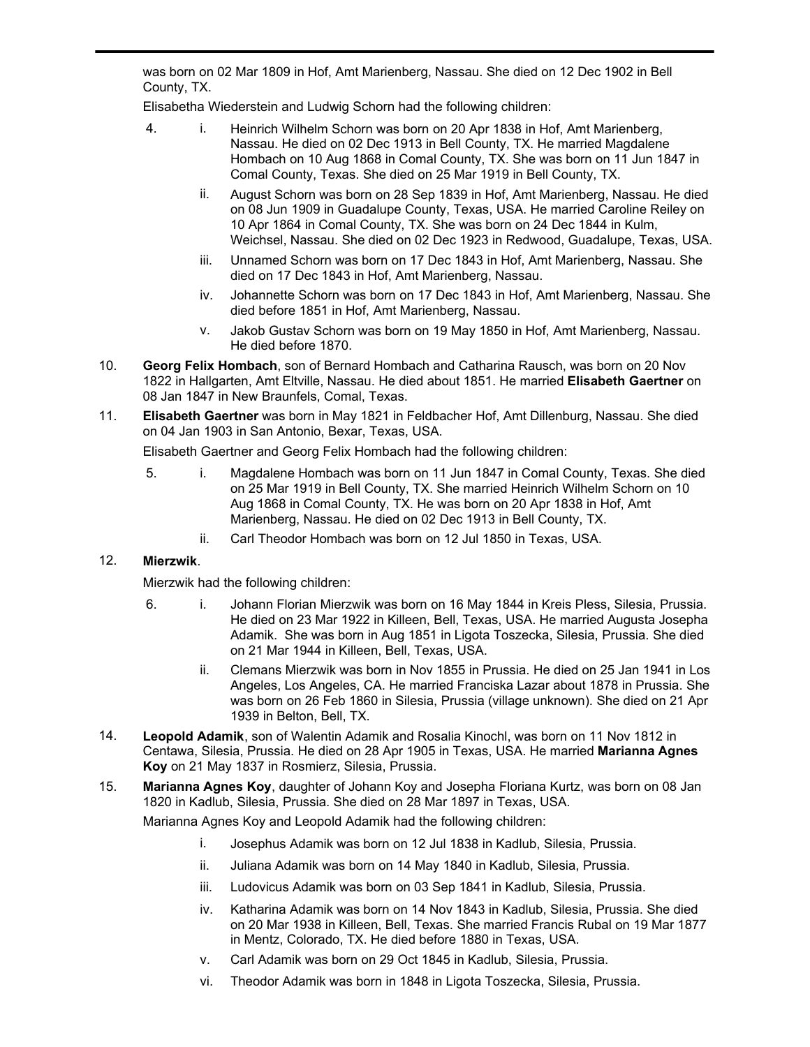was born on 02 Mar 1809 in Hof, Amt Marienberg, Nassau. She died on 12 Dec 1902 in Bell County, TX.

Elisabetha Wiederstein and Ludwig Schorn had the following children:

4. i. Heinrich Wilhelm Schorn was born on 20 Apr 1838 in Hof, Amt Marienberg, Nassau. He died on 02 Dec 1913 in Bell County, TX. He married Magdalene Hombach on 10 Aug 1868 in Comal County, TX. She was born on 11 Jun 1847 in Comal County, Texas. She died on 25 Mar 1919 in Bell County, TX.

   ii. August Schorn was born on 28 Sep 1839 in Hof, Amt Marienberg, Nassau. He died on 08 Jun 1909 in Guadalupe County, Texas, USA. He married Caroline Reiley on 10 Apr 1864 in Comal County, TX. She was born on 24 Dec 1844 in Kulm, Weichsel, Nassau. She died on 02 Dec 1923 in Redwood, Guadalupe, Texas, USA.

   iii. Unnamed Schorn was born on 17 Dec 1843 in Hof, Amt Marienberg, Nassau. She died on 17 Dec 1843 in Hof, Amt Marienberg, Nassau.

   iv. Johannette Schorn was born on 17 Dec 1843 in Hof, Amt Marienberg, Nassau. She died before 1851 in Hof, Amt Marienberg, Nassau.

   v. Jakob Gustav Schorn was born on 19 May 1850 in Hof, Amt Marienberg, Nassau. He died before 1870.

10. **Georg Felix Hombach**, son of Bernard Hombach and Catharina Rausch, was born on 20 Nov 1822 in Hallgarten, Amt Eltville, Nassau. He died about 1851. He married **Elisabeth Gaertner** on 08 Jan 1847 in New Braunfels, Comal, Texas.

11. **Elisabeth Gaertner** was born in May 1821 in Feldbacher Hof, Amt Dillenburg, Nassau. She died on 04 Jan 1903 in San Antonio, Bexar, Texas, USA.

Elisabeth Gaertner and Georg Felix Hombach had the following children:

5. i. Magdalene Hombach was born on 11 Jun 1847 in Comal County, Texas. She died on 25 Mar 1919 in Bell County, TX. She married Heinrich Wilhelm Schorn on 10 Aug 1868 in Comal County, TX. He was born on 20 Apr 1838 in Hof, Amt Marienberg, Nassau. He died on 02 Dec 1913 in Bell County, TX.

   ii. Carl Theodor Hombach was born on 12 Jul 1850 in Texas, USA.

12. **Mierzwik**.

Mierzwik had the following children:

6. i. Johann Florian Mierzwik was born on 16 May 1844 in Kreis Pless, Silesia, Prussia. He died on 23 Mar 1922 in Killeen, Bell, Texas, USA. He married Augusta Josepha Adamik. She was born in Aug 1851 in Ligota Toszecka, Silesia, Prussia. She died on 21 Mar 1944 in Killeen, Bell, Texas, USA.

   ii. Clemans Mierzwik was born in Nov 1855 in Prussia. He died on 25 Jan 1941 in Los Angeles, Los Angeles, CA. He married Franciska Lazar about 1878 in Prussia. She was born on 26 Feb 1860 in Silesia, Prussia (village unknown). She died on 21 Apr 1939 in Belton, Bell, TX.

14. **Leopold Adamik**, son of Walentin Adamik and Rosalia Kinochl, was born on 11 Nov 1812 in Centawa, Silesia, Prussia. He died on 28 Apr 1905 in Texas, USA. He married **Marianna Agnes Koy** on 21 May 1837 in Rosmierz, Silesia, Prussia.

15. **Marianna Agnes Koy**, daughter of Johann Koy and Josepha Floriana Kurtz, was born on 08 Jan 1820 in Kadlub, Silesia, Prussia. She died on 28 Mar 1897 in Texas, USA.

Marianna Agnes Koy and Leopold Adamik had the following children:

   i. Josephus Adamik was born on 12 Jul 1838 in Kadlub, Silesia, Prussia.

   ii. Juliana Adamik was born on 14 May 1840 in Kadlub, Silesia, Prussia.

   iii. Ludovicus Adamik was born on 03 Sep 1841 in Kadlub, Silesia, Prussia.

   iv. Katharina Adamik was born on 14 Nov 1843 in Kadlub, Silesia, Prussia. She died on 20 Mar 1938 in Killeen, Bell, Texas. She married Francis Rubal on 19 Mar 1877 in Mentz, Colorado, TX. He died before 1880 in Texas, USA.

   v. Carl Adamik was born on 29 Oct 1845 in Kadlub, Silesia, Prussia.

   vi. Theodor Adamik was born in 1848 in Ligota Toszecka, Silesia, Prussia.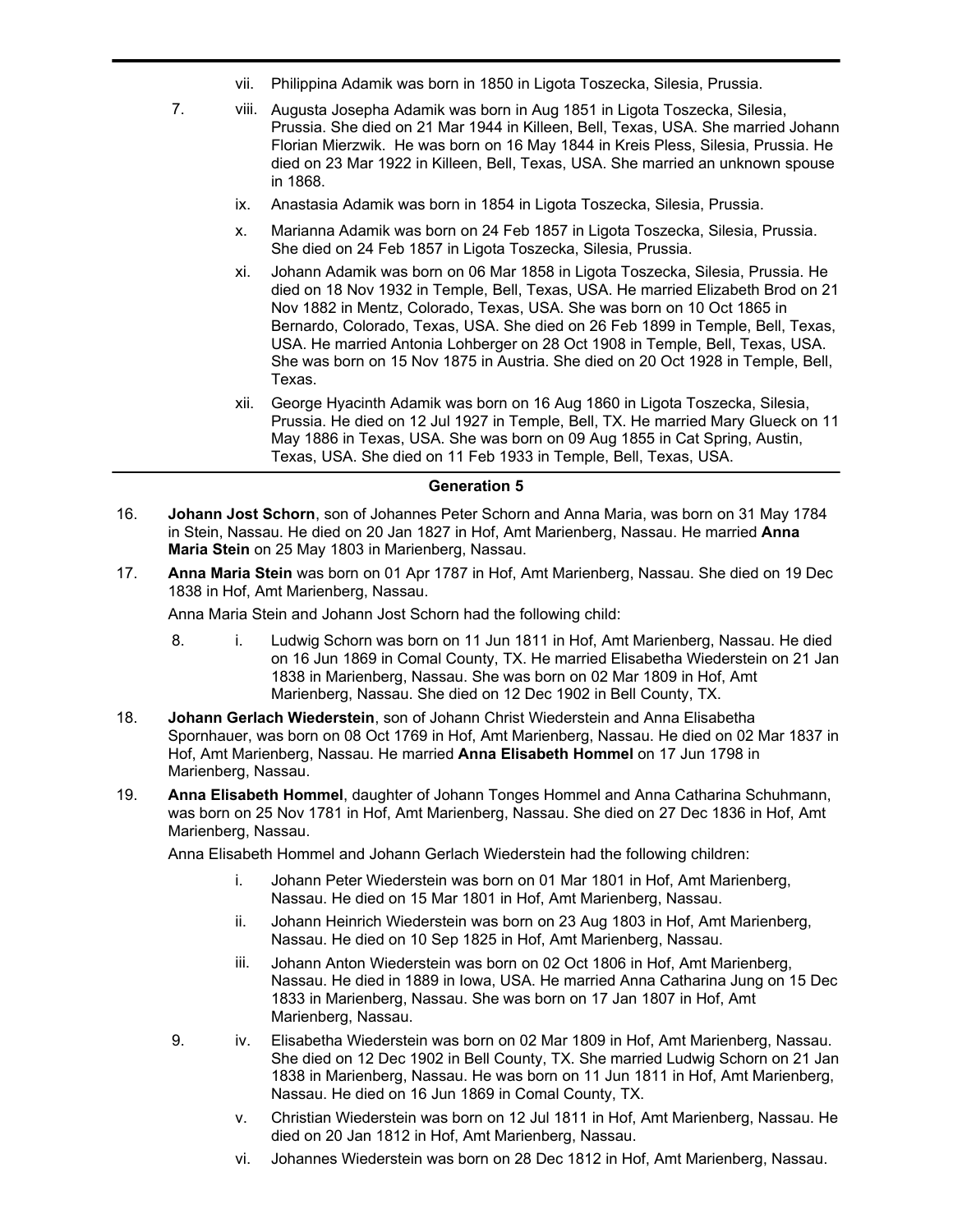vii. Philippina Adamik was born in 1850 in Ligota Toszecka, Silesia, Prussia.

7. viii. Augusta Josepha Adamik was born in Aug 1851 in Ligota Toszecka, Silesia, Prussia. She died on 21 Mar 1944 in Killeen, Bell, Texas, USA. She married Johann Florian Mierzwik. He was born on 16 May 1844 in Kreis Pless, Silesia, Prussia. He died on 23 Mar 1922 in Killeen, Bell, Texas, USA. She married an unknown spouse in 1868.

ix. Anastasia Adamik was born in 1854 in Ligota Toszecka, Silesia, Prussia.

x. Marianna Adamik was born on 24 Feb 1857 in Ligota Toszecka, Silesia, Prussia. She died on 24 Feb 1857 in Ligota Toszecka, Silesia, Prussia.

xi. Johann Adamik was born on 06 Mar 1858 in Ligota Toszecka, Silesia, Prussia. He died on 18 Nov 1932 in Temple, Bell, Texas, USA. He married Elizabeth Brod on 21 Nov 1882 in Mentz, Colorado, Texas, USA. She was born on 10 Oct 1865 in Bernardo, Colorado, Texas, USA. She died on 26 Feb 1899 in Temple, Bell, Texas, USA. He married Antonia Lohberger on 28 Oct 1908 in Temple, Bell, Texas, USA. She was born on 15 Nov 1875 in Austria. She died on 20 Oct 1928 in Temple, Bell, Texas.

xii. George Hyacinth Adamik was born on 16 Aug 1860 in Ligota Toszecka, Silesia, Prussia. He died on 12 Jul 1927 in Temple, Bell, TX. He married Mary Glueck on 11 May 1886 in Texas, USA. She was born on 09 Aug 1855 in Cat Spring, Austin, Texas, USA. She died on 11 Feb 1933 in Temple, Bell, Texas, USA.

## Generation 5

16. **Johann Jost Schorn**, son of Johannes Peter Schorn and Anna Maria, was born on 31 May 1784 in Stein, Nassau. He died on 20 Jan 1827 in Hof, Amt Marienberg, Nassau. He married **Anna Maria Stein** on 25 May 1803 in Marienberg, Nassau.

17. **Anna Maria Stein** was born on 01 Apr 1787 in Hof, Amt Marienberg, Nassau. She died on 19 Dec 1838 in Hof, Amt Marienberg, Nassau.

Anna Maria Stein and Johann Jost Schorn had the following child:

8. i. Ludwig Schorn was born on 11 Jun 1811 in Hof, Amt Marienberg, Nassau. He died on 16 Jun 1869 in Comal County, TX. He married Elisabetha Wiederstein on 21 Jan 1838 in Marienberg, Nassau. She was born on 02 Mar 1809 in Hof, Amt Marienberg, Nassau. She died on 12 Dec 1902 in Bell County, TX.

18. **Johann Gerlach Wiederstein**, son of Johann Christ Wiederstein and Anna Elisabetha Spornhauer, was born on 08 Oct 1769 in Hof, Amt Marienberg, Nassau. He died on 02 Mar 1837 in Hof, Amt Marienberg, Nassau. He married **Anna Elisabeth Hommel** on 17 Jun 1798 in Marienberg, Nassau.

19. **Anna Elisabeth Hommel**, daughter of Johann Tonges Hommel and Anna Catharina Schuhmann, was born on 25 Nov 1781 in Hof, Amt Marienberg, Nassau. She died on 27 Dec 1836 in Hof, Amt Marienberg, Nassau.

Anna Elisabeth Hommel and Johann Gerlach Wiederstein had the following children:

i. Johann Peter Wiederstein was born on 01 Mar 1801 in Hof, Amt Marienberg, Nassau. He died on 15 Mar 1801 in Hof, Amt Marienberg, Nassau.

ii. Johann Heinrich Wiederstein was born on 23 Aug 1803 in Hof, Amt Marienberg, Nassau. He died on 10 Sep 1825 in Hof, Amt Marienberg, Nassau.

iii. Johann Anton Wiederstein was born on 02 Oct 1806 in Hof, Amt Marienberg, Nassau. He died in 1889 in Iowa, USA. He married Anna Catharina Jung on 15 Dec 1833 in Marienberg, Nassau. She was born on 17 Jan 1807 in Hof, Amt Marienberg, Nassau.

9. iv. Elisabetha Wiederstein was born on 02 Mar 1809 in Hof, Amt Marienberg, Nassau. She died on 12 Dec 1902 in Bell County, TX. She married Ludwig Schorn on 21 Jan 1838 in Marienberg, Nassau. He was born on 11 Jun 1811 in Hof, Amt Marienberg, Nassau. He died on 16 Jun 1869 in Comal County, TX.

v. Christian Wiederstein was born on 12 Jul 1811 in Hof, Amt Marienberg, Nassau. He died on 20 Jan 1812 in Hof, Amt Marienberg, Nassau.

vi. Johannes Wiederstein was born on 28 Dec 1812 in Hof, Amt Marienberg, Nassau.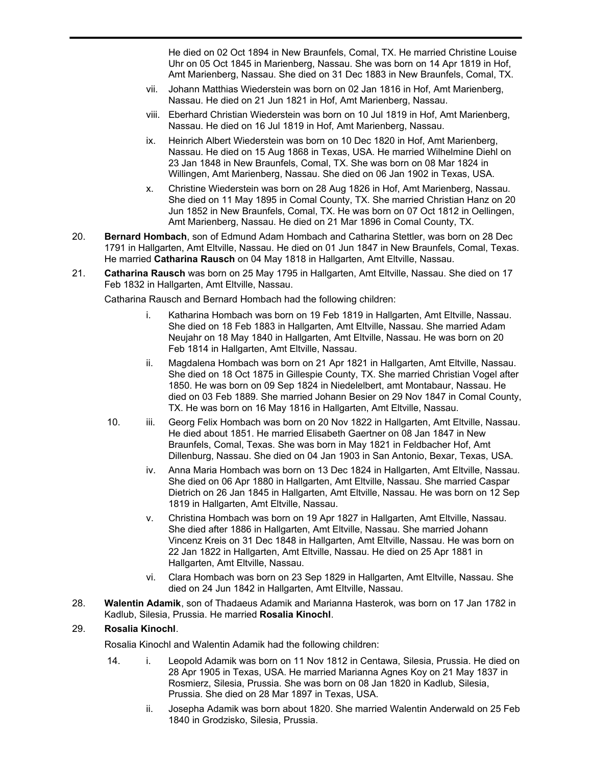He died on 02 Oct 1894 in New Braunfels, Comal, TX. He married Christine Louise Uhr on 05 Oct 1845 in Marienberg, Nassau. She was born on 14 Apr 1819 in Hof, Amt Marienberg, Nassau. She died on 31 Dec 1883 in New Braunfels, Comal, TX.

- vii. Johann Matthias Wiederstein was born on 02 Jan 1816 in Hof, Amt Marienberg, Nassau. He died on 21 Jun 1821 in Hof, Amt Marienberg, Nassau.
- viii. Eberhard Christian Wiederstein was born on 10 Jul 1819 in Hof, Amt Marienberg, Nassau. He died on 16 Jul 1819 in Hof, Amt Marienberg, Nassau.
- ix. Heinrich Albert Wiederstein was born on 10 Dec 1820 in Hof, Amt Marienberg, Nassau. He died on 15 Aug 1868 in Texas, USA. He married Wilhelmine Diehl on 23 Jan 1848 in New Braunfels, Comal, TX. She was born on 08 Mar 1824 in Willingen, Amt Marienberg, Nassau. She died on 06 Jan 1902 in Texas, USA.
- x. Christine Wiederstein was born on 28 Aug 1826 in Hof, Amt Marienberg, Nassau. She died on 11 May 1895 in Comal County, TX. She married Christian Hanz on 20 Jun 1852 in New Braunfels, Comal, TX. He was born on 07 Oct 1812 in Oellingen, Amt Marienberg, Nassau. He died on 21 Mar 1896 in Comal County, TX.

20. **Bernard Hombach**, son of Edmund Adam Hombach and Catharina Stettler, was born on 28 Dec 1791 in Hallgarten, Amt Eltville, Nassau. He died on 01 Jun 1847 in New Braunfels, Comal, Texas. He married **Catharina Rausch** on 04 May 1818 in Hallgarten, Amt Eltville, Nassau.

21. **Catharina Rausch** was born on 25 May 1795 in Hallgarten, Amt Eltville, Nassau. She died on 17 Feb 1832 in Hallgarten, Amt Eltville, Nassau.

Catharina Rausch and Bernard Hombach had the following children:

- i. Katharina Hombach was born on 19 Feb 1819 in Hallgarten, Amt Eltville, Nassau. She died on 18 Feb 1883 in Hallgarten, Amt Eltville, Nassau. She married Adam Neujahr on 18 May 1840 in Hallgarten, Amt Eltville, Nassau. He was born on 20 Feb 1814 in Hallgarten, Amt Eltville, Nassau.
- ii. Magdalena Hombach was born on 21 Apr 1821 in Hallgarten, Amt Eltville, Nassau. She died on 18 Oct 1875 in Gillespie County, TX. She married Christian Vogel after 1850. He was born on 09 Sep 1824 in Niedelelbert, amt Montabaur, Nassau. He died on 03 Feb 1889. She married Johann Besier on 29 Nov 1847 in Comal County, TX. He was born on 16 May 1816 in Hallgarten, Amt Eltville, Nassau.
- 10. iii. Georg Felix Hombach was born on 20 Nov 1822 in Hallgarten, Amt Eltville, Nassau. He died about 1851. He married Elisabeth Gaertner on 08 Jan 1847 in New Braunfels, Comal, Texas. She was born in May 1821 in Feldbacher Hof, Amt Dillenburg, Nassau. She died on 04 Jan 1903 in San Antonio, Bexar, Texas, USA.
- iv. Anna Maria Hombach was born on 13 Dec 1824 in Hallgarten, Amt Eltville, Nassau. She died on 06 Apr 1880 in Hallgarten, Amt Eltville, Nassau. She married Caspar Dietrich on 26 Jan 1845 in Hallgarten, Amt Eltville, Nassau. He was born on 12 Sep 1819 in Hallgarten, Amt Eltville, Nassau.
- v. Christina Hombach was born on 19 Apr 1827 in Hallgarten, Amt Eltville, Nassau. She died after 1886 in Hallgarten, Amt Eltville, Nassau. She married Johann Vincenz Kreis on 31 Dec 1848 in Hallgarten, Amt Eltville, Nassau. He was born on 22 Jan 1822 in Hallgarten, Amt Eltville, Nassau. He died on 25 Apr 1881 in Hallgarten, Amt Eltville, Nassau.
- vi. Clara Hombach was born on 23 Sep 1829 in Hallgarten, Amt Eltville, Nassau. She died on 24 Jun 1842 in Hallgarten, Amt Eltville, Nassau.

28. **Walentin Adamik**, son of Thadaeus Adamik and Marianna Hasterok, was born on 17 Jan 1782 in Kadlub, Silesia, Prussia. He married **Rosalia Kinochl**.

29. **Rosalia Kinochl**.

Rosalia Kinochl and Walentin Adamik had the following children:

- 14. i. Leopold Adamik was born on 11 Nov 1812 in Centawa, Silesia, Prussia. He died on 28 Apr 1905 in Texas, USA. He married Marianna Agnes Koy on 21 May 1837 in Rosmierz, Silesia, Prussia. She was born on 08 Jan 1820 in Kadlub, Silesia, Prussia. She died on 28 Mar 1897 in Texas, USA.
- ii. Josepha Adamik was born about 1820. She married Walentin Anderwald on 25 Feb 1840 in Grodzisko, Silesia, Prussia.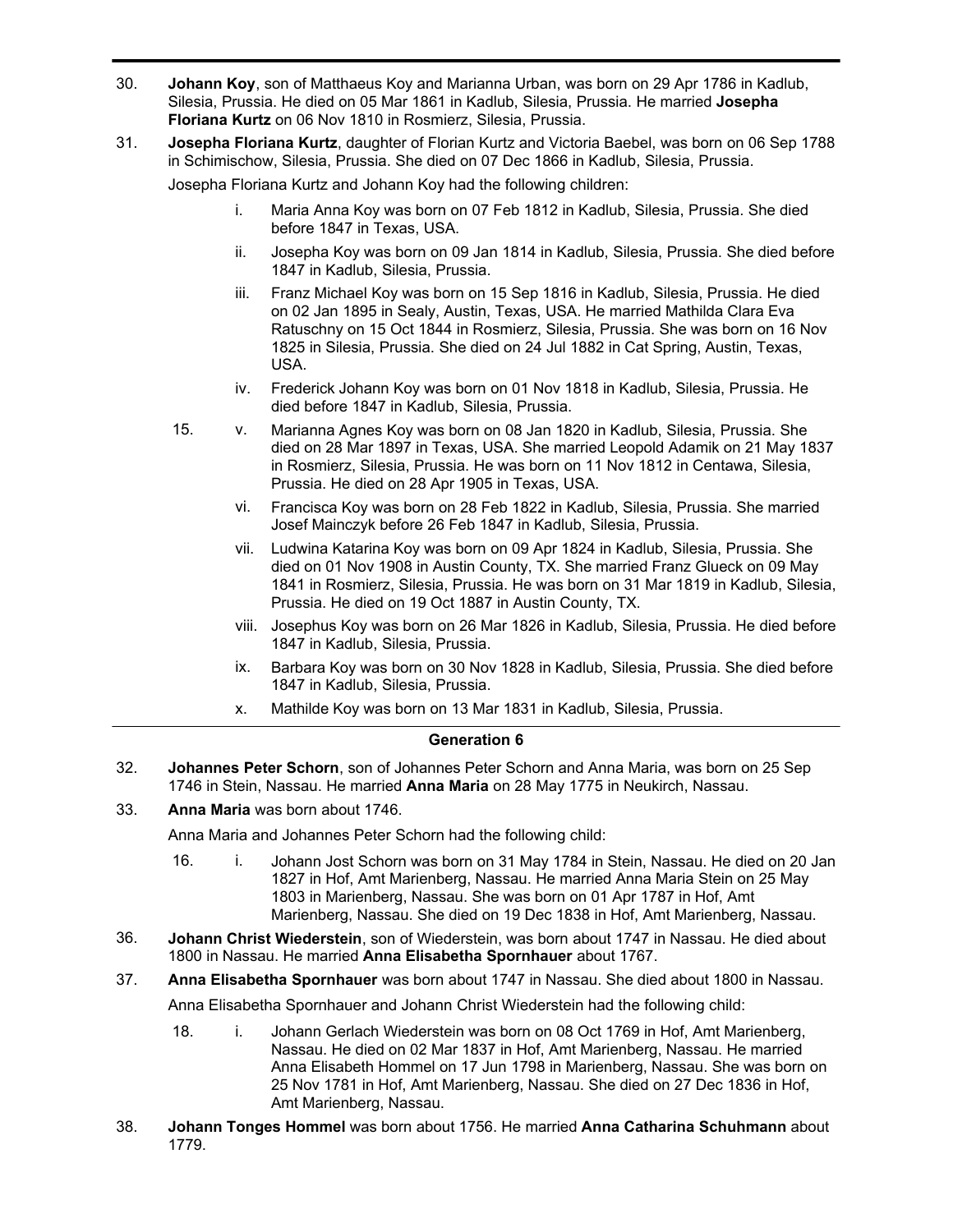30. **Johann Koy**, son of Matthaeus Koy and Marianna Urban, was born on 29 Apr 1786 in Kadlub, Silesia, Prussia. He died on 05 Mar 1861 in Kadlub, Silesia, Prussia. He married **Josepha Floriana Kurtz** on 06 Nov 1810 in Rosmierz, Silesia, Prussia.

31. **Josepha Floriana Kurtz**, daughter of Florian Kurtz and Victoria Baebel, was born on 06 Sep 1788 in Schimischow, Silesia, Prussia. She died on 07 Dec 1866 in Kadlub, Silesia, Prussia.

    Josepha Floriana Kurtz and Johann Koy had the following children:

    - i. Maria Anna Koy was born on 07 Feb 1812 in Kadlub, Silesia, Prussia. She died before 1847 in Texas, USA.
    - ii. Josepha Koy was born on 09 Jan 1814 in Kadlub, Silesia, Prussia. She died before 1847 in Kadlub, Silesia, Prussia.
    - iii. Franz Michael Koy was born on 15 Sep 1816 in Kadlub, Silesia, Prussia. He died on 02 Jan 1895 in Sealy, Austin, Texas, USA. He married Mathilda Clara Eva Ratuschny on 15 Oct 1844 in Rosmierz, Silesia, Prussia. She was born on 16 Nov 1825 in Silesia, Prussia. She died on 24 Jul 1882 in Cat Spring, Austin, Texas, USA.
    - iv. Frederick Johann Koy was born on 01 Nov 1818 in Kadlub, Silesia, Prussia. He died before 1847 in Kadlub, Silesia, Prussia.
    - 15. v. Marianna Agnes Koy was born on 08 Jan 1820 in Kadlub, Silesia, Prussia. She died on 28 Mar 1897 in Texas, USA. She married Leopold Adamik on 21 May 1837 in Rosmierz, Silesia, Prussia. He was born on 11 Nov 1812 in Centawa, Silesia, Prussia. He died on 28 Apr 1905 in Texas, USA.
    - vi. Francisca Koy was born on 28 Feb 1822 in Kadlub, Silesia, Prussia. She married Josef Mainczyk before 26 Feb 1847 in Kadlub, Silesia, Prussia.
    - vii. Ludwina Katarina Koy was born on 09 Apr 1824 in Kadlub, Silesia, Prussia. She died on 01 Nov 1908 in Austin County, TX. She married Franz Glueck on 09 May 1841 in Rosmierz, Silesia, Prussia. He was born on 31 Mar 1819 in Kadlub, Silesia, Prussia. He died on 19 Oct 1887 in Austin County, TX.
    - viii. Josephus Koy was born on 26 Mar 1826 in Kadlub, Silesia, Prussia. He died before 1847 in Kadlub, Silesia, Prussia.
    - ix. Barbara Koy was born on 30 Nov 1828 in Kadlub, Silesia, Prussia. She died before 1847 in Kadlub, Silesia, Prussia.
    - x. Mathilde Koy was born on 13 Mar 1831 in Kadlub, Silesia, Prussia.

---

## Generation 6

32. **Johannes Peter Schorn**, son of Johannes Peter Schorn and Anna Maria, was born on 25 Sep 1746 in Stein, Nassau. He married **Anna Maria** on 28 May 1775 in Neukirch, Nassau.

33. **Anna Maria** was born about 1746.

    Anna Maria and Johannes Peter Schorn had the following child:

    - 16. i. Johann Jost Schorn was born on 31 May 1784 in Stein, Nassau. He died on 20 Jan 1827 in Hof, Amt Marienberg, Nassau. He married Anna Maria Stein on 25 May 1803 in Marienberg, Nassau. She was born on 01 Apr 1787 in Hof, Amt Marienberg, Nassau. She died on 19 Dec 1838 in Hof, Amt Marienberg, Nassau.

36. **Johann Christ Wiederstein**, son of Wiederstein, was born about 1747 in Nassau. He died about 1800 in Nassau. He married **Anna Elisabetha Spornhauer** about 1767.

37. **Anna Elisabetha Spornhauer** was born about 1747 in Nassau. She died about 1800 in Nassau.

    Anna Elisabetha Spornhauer and Johann Christ Wiederstein had the following child:

    - 18. i. Johann Gerlach Wiederstein was born on 08 Oct 1769 in Hof, Amt Marienberg, Nassau. He died on 02 Mar 1837 in Hof, Amt Marienberg, Nassau. He married Anna Elisabeth Hommel on 17 Jun 1798 in Marienberg, Nassau. She was born on 25 Nov 1781 in Hof, Amt Marienberg, Nassau. She died on 27 Dec 1836 in Hof, Amt Marienberg, Nassau.

38. **Johann Tonges Hommel** was born about 1756. He married **Anna Catharina Schuhmann** about 1779.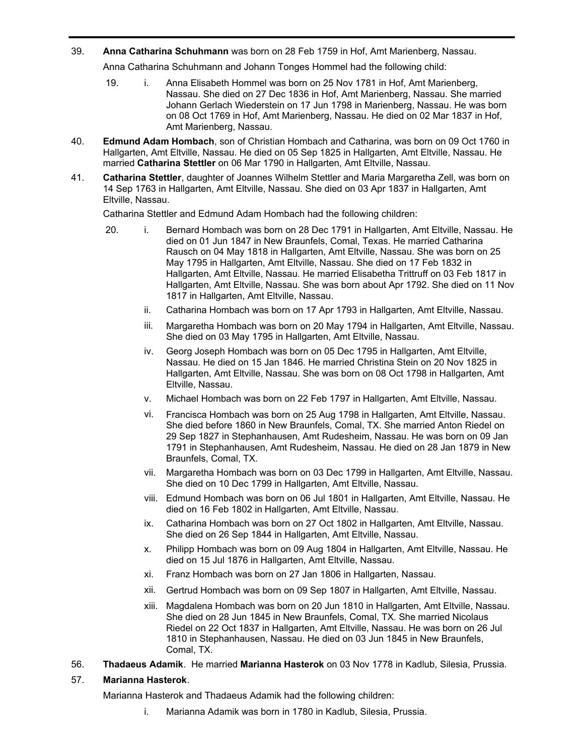39. **Anna Catharina Schuhmann** was born on 28 Feb 1759 in Hof, Amt Marienberg, Nassau.

Anna Catharina Schuhmann and Johann Tonges Hommel had the following child:

19. i. Anna Elisabeth Hommel was born on 25 Nov 1781 in Hof, Amt Marienberg, Nassau. She died on 27 Dec 1836 in Hof, Amt Marienberg, Nassau. She married Johann Gerlach Wiederstein on 17 Jun 1798 in Marienberg, Nassau. He was born on 08 Oct 1769 in Hof, Amt Marienberg, Nassau. He died on 02 Mar 1837 in Hof, Amt Marienberg, Nassau.

40. **Edmund Adam Hombach**, son of Christian Hombach and Catharina, was born on 09 Oct 1760 in Hallgarten, Amt Eltville, Nassau. He died on 05 Sep 1825 in Hallgarten, Amt Eltville, Nassau. He married **Catharina Stettler** on 06 Mar 1790 in Hallgarten, Amt Eltville, Nassau.

41. **Catharina Stettler**, daughter of Joannes Wilhelm Stettler and Maria Margaretha Zell, was born on 14 Sep 1763 in Hallgarten, Amt Eltville, Nassau. She died on 03 Apr 1837 in Hallgarten, Amt Eltville, Nassau.

Catharina Stettler and Edmund Adam Hombach had the following children:

20. i. Bernard Hombach was born on 28 Dec 1791 in Hallgarten, Amt Eltville, Nassau. He died on 01 Jun 1847 in New Braunfels, Comal, Texas. He married Catharina Rausch on 04 May 1818 in Hallgarten, Amt Eltville, Nassau. She was born on 25 May 1795 in Hallgarten, Amt Eltville, Nassau. She died on 17 Feb 1832 in Hallgarten, Amt Eltville, Nassau. He married Elisabetha Trittruff on 03 Feb 1817 in Hallgarten, Amt Eltville, Nassau. She was born about Apr 1792. She died on 11 Nov 1817 in Hallgarten, Amt Eltville, Nassau.

ii. Catharina Hombach was born on 17 Apr 1793 in Hallgarten, Amt Eltville, Nassau.

iii. Margaretha Hombach was born on 20 May 1794 in Hallgarten, Amt Eltville, Nassau. She died on 03 May 1795 in Hallgarten, Amt Eltville, Nassau.

iv. Georg Joseph Hombach was born on 05 Dec 1795 in Hallgarten, Amt Eltville, Nassau. He died on 15 Jan 1846. He married Christina Stein on 20 Nov 1825 in Hallgarten, Amt Eltville, Nassau. She was born on 08 Oct 1798 in Hallgarten, Amt Eltville, Nassau.

v. Michael Hombach was born on 22 Feb 1797 in Hallgarten, Amt Eltville, Nassau.

vi. Francisca Hombach was born on 25 Aug 1798 in Hallgarten, Amt Eltville, Nassau. She died before 1860 in New Braunfels, Comal, TX. She married Anton Riedel on 29 Sep 1827 in Stephanhausen, Amt Rudesheim, Nassau. He was born on 09 Jan 1791 in Stephanhausen, Amt Rudesheim, Nassau. He died on 28 Jan 1879 in New Braunfels, Comal, TX.

vii. Margaretha Hombach was born on 03 Dec 1799 in Hallgarten, Amt Eltville, Nassau. She died on 10 Dec 1799 in Hallgarten, Amt Eltville, Nassau.

viii. Edmund Hombach was born on 06 Jul 1801 in Hallgarten, Amt Eltville, Nassau. He died on 16 Feb 1802 in Hallgarten, Amt Eltville, Nassau.

ix. Catharina Hombach was born on 27 Oct 1802 in Hallgarten, Amt Eltville, Nassau. She died on 26 Sep 1844 in Hallgarten, Amt Eltville, Nassau.

x. Philipp Hombach was born on 09 Aug 1804 in Hallgarten, Amt Eltville, Nassau. He died on 15 Jul 1876 in Hallgarten, Amt Eltville, Nassau.

xi. Franz Hombach was born on 27 Jan 1806 in Hallgarten, Nassau.

xii. Gertrud Hombach was born on 09 Sep 1807 in Hallgarten, Amt Eltville, Nassau.

xiii. Magdalena Hombach was born on 20 Jun 1810 in Hallgarten, Amt Eltville, Nassau. She died on 28 Jun 1845 in New Braunfels, Comal, TX. She married Nicolaus Riedel on 22 Oct 1837 in Hallgarten, Amt Eltville, Nassau. He was born on 26 Jul 1810 in Stephanhausen, Nassau. He died on 03 Jun 1845 in New Braunfels, Comal, TX.

56. **Thadaeus Adamik**. He married **Marianna Hasterok** on 03 Nov 1778 in Kadlub, Silesia, Prussia.

57. **Marianna Hasterok**.

Marianna Hasterok and Thadaeus Adamik had the following children:

i. Marianna Adamik was born in 1780 in Kadlub, Silesia, Prussia.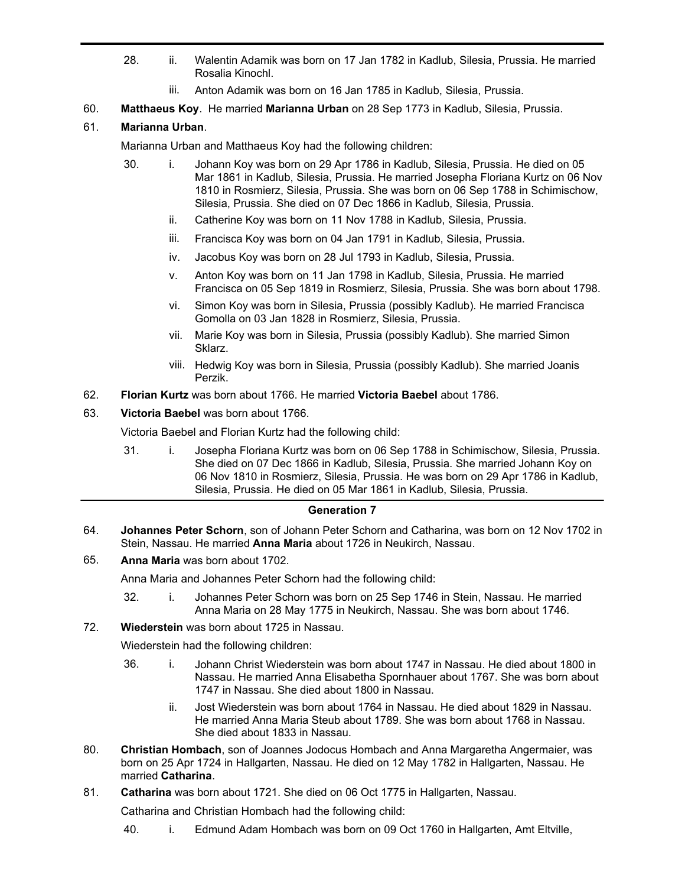28. ii. Walentin Adamik was born on 17 Jan 1782 in Kadlub, Silesia, Prussia. He married Rosalia Kinochl.

iii. Anton Adamik was born on 16 Jan 1785 in Kadlub, Silesia, Prussia.

60. **Matthaeus Koy**. He married **Marianna Urban** on 28 Sep 1773 in Kadlub, Silesia, Prussia.

61. **Marianna Urban**.

Marianna Urban and Matthaeus Koy had the following children:

30. i. Johann Koy was born on 29 Apr 1786 in Kadlub, Silesia, Prussia. He died on 05 Mar 1861 in Kadlub, Silesia, Prussia. He married Josepha Floriana Kurtz on 06 Nov 1810 in Rosmierz, Silesia, Prussia. She was born on 06 Sep 1788 in Schimischow, Silesia, Prussia. She died on 07 Dec 1866 in Kadlub, Silesia, Prussia.

ii. Catherine Koy was born on 11 Nov 1788 in Kadlub, Silesia, Prussia.

iii. Francisca Koy was born on 04 Jan 1791 in Kadlub, Silesia, Prussia.

iv. Jacobus Koy was born on 28 Jul 1793 in Kadlub, Silesia, Prussia.

v. Anton Koy was born on 11 Jan 1798 in Kadlub, Silesia, Prussia. He married Francisca on 05 Sep 1819 in Rosmierz, Silesia, Prussia. She was born about 1798.

vi. Simon Koy was born in Silesia, Prussia (possibly Kadlub). He married Francisca Gomolla on 03 Jan 1828 in Rosmierz, Silesia, Prussia.

vii. Marie Koy was born in Silesia, Prussia (possibly Kadlub). She married Simon Sklarz.

viii. Hedwig Koy was born in Silesia, Prussia (possibly Kadlub). She married Joanis Perzik.

62. **Florian Kurtz** was born about 1766. He married **Victoria Baebel** about 1786.

63. **Victoria Baebel** was born about 1766.

Victoria Baebel and Florian Kurtz had the following child:

31. i. Josepha Floriana Kurtz was born on 06 Sep 1788 in Schimischow, Silesia, Prussia. She died on 07 Dec 1866 in Kadlub, Silesia, Prussia. She married Johann Koy on 06 Nov 1810 in Rosmierz, Silesia, Prussia. He was born on 29 Apr 1786 in Kadlub, Silesia, Prussia. He died on 05 Mar 1861 in Kadlub, Silesia, Prussia.

## Generation 7

64. **Johannes Peter Schorn**, son of Johann Peter Schorn and Catharina, was born on 12 Nov 1702 in Stein, Nassau. He married **Anna Maria** about 1726 in Neukirch, Nassau.

65. **Anna Maria** was born about 1702.

Anna Maria and Johannes Peter Schorn had the following child:

32. i. Johannes Peter Schorn was born on 25 Sep 1746 in Stein, Nassau. He married Anna Maria on 28 May 1775 in Neukirch, Nassau. She was born about 1746.

72. **Wiederstein** was born about 1725 in Nassau.

Wiederstein had the following children:

36. i. Johann Christ Wiederstein was born about 1747 in Nassau. He died about 1800 in Nassau. He married Anna Elisabetha Spornhauer about 1767. She was born about 1747 in Nassau. She died about 1800 in Nassau.

ii. Jost Wiederstein was born about 1764 in Nassau. He died about 1829 in Nassau. He married Anna Maria Steub about 1789. She was born about 1768 in Nassau. She died about 1833 in Nassau.

80. **Christian Hombach**, son of Joannes Jodocus Hombach and Anna Margaretha Angermaier, was born on 25 Apr 1724 in Hallgarten, Nassau. He died on 12 May 1782 in Hallgarten, Nassau. He married **Catharina**.

81. **Catharina** was born about 1721. She died on 06 Oct 1775 in Hallgarten, Nassau.

Catharina and Christian Hombach had the following child:

40. i. Edmund Adam Hombach was born on 09 Oct 1760 in Hallgarten, Amt Eltville,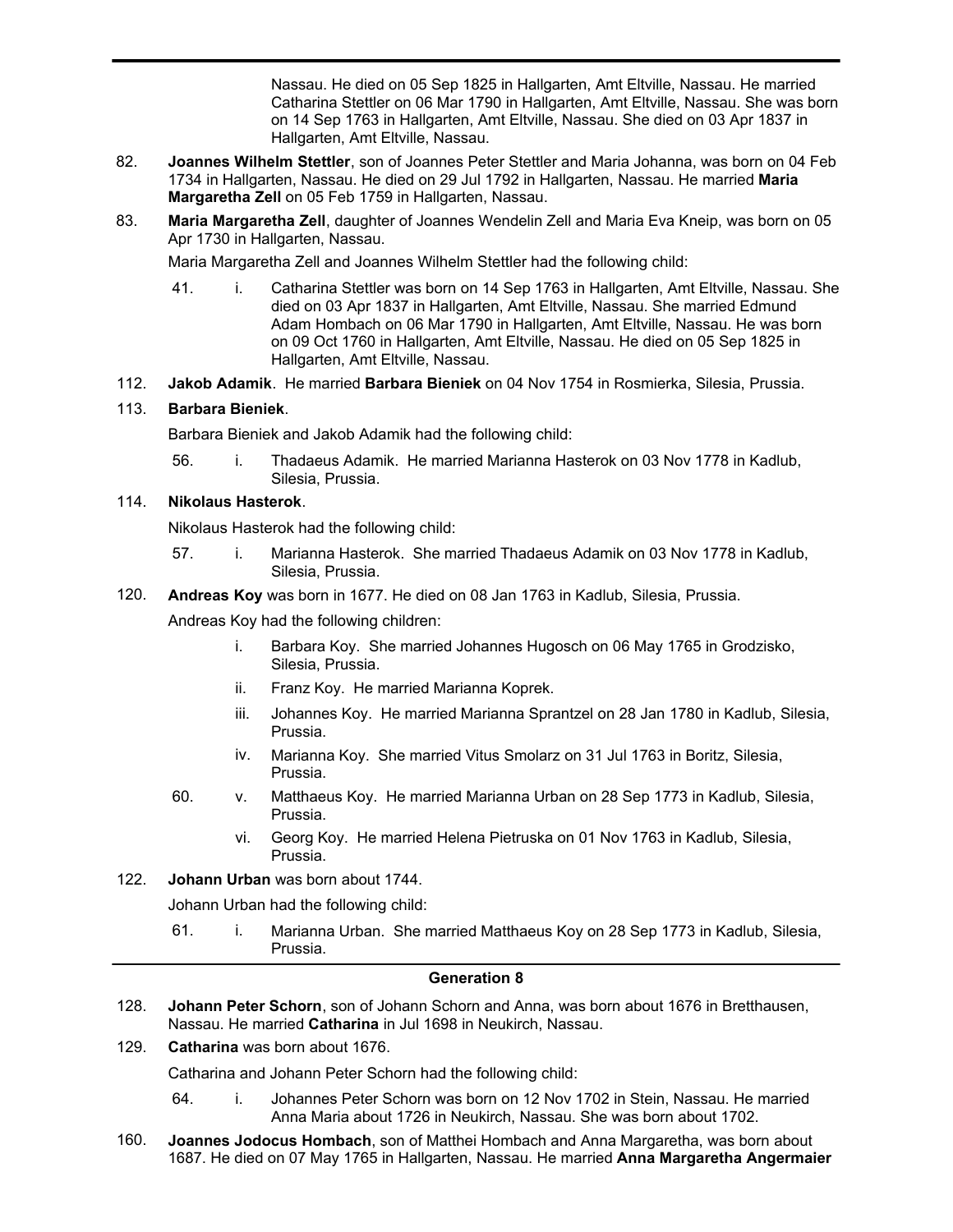Nassau. He died on 05 Sep 1825 in Hallgarten, Amt Eltville, Nassau. He married Catharina Stettler on 06 Mar 1790 in Hallgarten, Amt Eltville, Nassau. She was born on 14 Sep 1763 in Hallgarten, Amt Eltville, Nassau. She died on 03 Apr 1837 in Hallgarten, Amt Eltville, Nassau.

82. **Joannes Wilhelm Stettler**, son of Joannes Peter Stettler and Maria Johanna, was born on 04 Feb 1734 in Hallgarten, Nassau. He died on 29 Jul 1792 in Hallgarten, Nassau. He married **Maria Margaretha Zell** on 05 Feb 1759 in Hallgarten, Nassau.

83. **Maria Margaretha Zell**, daughter of Joannes Wendelin Zell and Maria Eva Kneip, was born on 05 Apr 1730 in Hallgarten, Nassau.

Maria Margaretha Zell and Joannes Wilhelm Stettler had the following child:

41. i. Catharina Stettler was born on 14 Sep 1763 in Hallgarten, Amt Eltville, Nassau. She died on 03 Apr 1837 in Hallgarten, Amt Eltville, Nassau. She married Edmund Adam Hombach on 06 Mar 1790 in Hallgarten, Amt Eltville, Nassau. He was born on 09 Oct 1760 in Hallgarten, Amt Eltville, Nassau. He died on 05 Sep 1825 in Hallgarten, Amt Eltville, Nassau.

112. **Jakob Adamik**. He married **Barbara Bieniek** on 04 Nov 1754 in Rosmierka, Silesia, Prussia.

113. **Barbara Bieniek**.

Barbara Bieniek and Jakob Adamik had the following child:

56. i. Thadaeus Adamik. He married Marianna Hasterok on 03 Nov 1778 in Kadlub, Silesia, Prussia.

114. **Nikolaus Hasterok**.

Nikolaus Hasterok had the following child:

57. i. Marianna Hasterok. She married Thadaeus Adamik on 03 Nov 1778 in Kadlub, Silesia, Prussia.

120. **Andreas Koy** was born in 1677. He died on 08 Jan 1763 in Kadlub, Silesia, Prussia.

Andreas Koy had the following children:

i. Barbara Koy. She married Johannes Hugosch on 06 May 1765 in Grodzisko, Silesia, Prussia.

ii. Franz Koy. He married Marianna Koprek.

iii. Johannes Koy. He married Marianna Sprantzel on 28 Jan 1780 in Kadlub, Silesia, Prussia.

iv. Marianna Koy. She married Vitus Smolarz on 31 Jul 1763 in Boritz, Silesia, Prussia.

60. v. Matthaeus Koy. He married Marianna Urban on 28 Sep 1773 in Kadlub, Silesia, Prussia.

vi. Georg Koy. He married Helena Pietruska on 01 Nov 1763 in Kadlub, Silesia, Prussia.

122. **Johann Urban** was born about 1744.

Johann Urban had the following child:

61. i. Marianna Urban. She married Matthaeus Koy on 28 Sep 1773 in Kadlub, Silesia, Prussia.

## Generation 8

128. **Johann Peter Schorn**, son of Johann Schorn and Anna, was born about 1676 in Bretthausen, Nassau. He married **Catharina** in Jul 1698 in Neukirch, Nassau.

129. **Catharina** was born about 1676.

Catharina and Johann Peter Schorn had the following child:

64. i. Johannes Peter Schorn was born on 12 Nov 1702 in Stein, Nassau. He married Anna Maria about 1726 in Neukirch, Nassau. She was born about 1702.

160. **Joannes Jodocus Hombach**, son of Matthei Hombach and Anna Margaretha, was born about 1687. He died on 07 May 1765 in Hallgarten, Nassau. He married **Anna Margaretha Angermaier**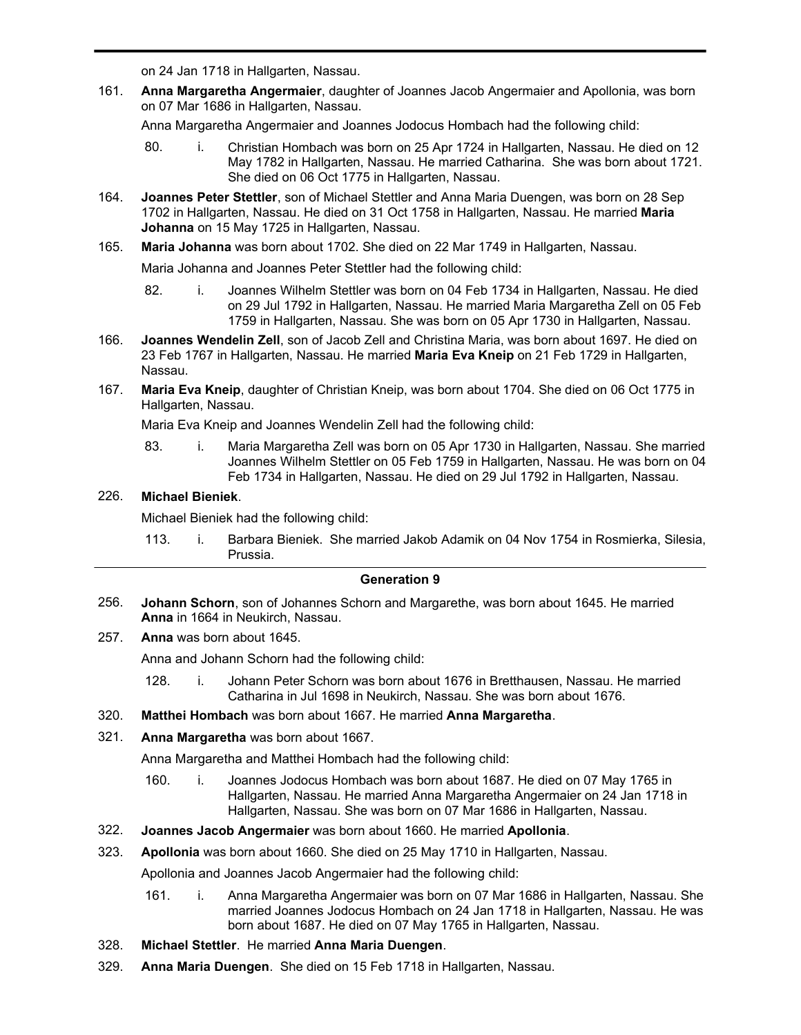on 24 Jan 1718 in Hallgarten, Nassau.

161. **Anna Margaretha Angermaier**, daughter of Joannes Jacob Angermaier and Apollonia, was born on 07 Mar 1686 in Hallgarten, Nassau.

Anna Margaretha Angermaier and Joannes Jodocus Hombach had the following child:

- 80. i. Christian Hombach was born on 25 Apr 1724 in Hallgarten, Nassau. He died on 12 May 1782 in Hallgarten, Nassau. He married Catharina. She was born about 1721. She died on 06 Oct 1775 in Hallgarten, Nassau.

164. **Joannes Peter Stettler**, son of Michael Stettler and Anna Maria Duengen, was born on 28 Sep 1702 in Hallgarten, Nassau. He died on 31 Oct 1758 in Hallgarten, Nassau. He married **Maria Johanna** on 15 May 1725 in Hallgarten, Nassau.

165. **Maria Johanna** was born about 1702. She died on 22 Mar 1749 in Hallgarten, Nassau.

Maria Johanna and Joannes Peter Stettler had the following child:

- 82. i. Joannes Wilhelm Stettler was born on 04 Feb 1734 in Hallgarten, Nassau. He died on 29 Jul 1792 in Hallgarten, Nassau. He married Maria Margaretha Zell on 05 Feb 1759 in Hallgarten, Nassau. She was born on 05 Apr 1730 in Hallgarten, Nassau.

166. **Joannes Wendelin Zell**, son of Jacob Zell and Christina Maria, was born about 1697. He died on 23 Feb 1767 in Hallgarten, Nassau. He married **Maria Eva Kneip** on 21 Feb 1729 in Hallgarten, Nassau.

167. **Maria Eva Kneip**, daughter of Christian Kneip, was born about 1704. She died on 06 Oct 1775 in Hallgarten, Nassau.

Maria Eva Kneip and Joannes Wendelin Zell had the following child:

- 83. i. Maria Margaretha Zell was born on 05 Apr 1730 in Hallgarten, Nassau. She married Joannes Wilhelm Stettler on 05 Feb 1759 in Hallgarten, Nassau. He was born on 04 Feb 1734 in Hallgarten, Nassau. He died on 29 Jul 1792 in Hallgarten, Nassau.

226. **Michael Bieniek**.

Michael Bieniek had the following child:

- 113. i. Barbara Bieniek. She married Jakob Adamik on 04 Nov 1754 in Rosmierka, Silesia, Prussia.

---

## Generation 9

256. **Johann Schorn**, son of Johannes Schorn and Margarethe, was born about 1645. He married **Anna** in 1664 in Neukirch, Nassau.

257. **Anna** was born about 1645.

Anna and Johann Schorn had the following child:

- 128. i. Johann Peter Schorn was born about 1676 in Bretthausen, Nassau. He married Catharina in Jul 1698 in Neukirch, Nassau. She was born about 1676.

320. **Matthei Hombach** was born about 1667. He married **Anna Margaretha**.

321. **Anna Margaretha** was born about 1667.

Anna Margaretha and Matthei Hombach had the following child:

- 160. i. Joannes Jodocus Hombach was born about 1687. He died on 07 May 1765 in Hallgarten, Nassau. He married Anna Margaretha Angermaier on 24 Jan 1718 in Hallgarten, Nassau. She was born on 07 Mar 1686 in Hallgarten, Nassau.

322. **Joannes Jacob Angermaier** was born about 1660. He married **Apollonia**.

323. **Apollonia** was born about 1660. She died on 25 May 1710 in Hallgarten, Nassau.

Apollonia and Joannes Jacob Angermaier had the following child:

- 161. i. Anna Margaretha Angermaier was born on 07 Mar 1686 in Hallgarten, Nassau. She married Joannes Jodocus Hombach on 24 Jan 1718 in Hallgarten, Nassau. He was born about 1687. He died on 07 May 1765 in Hallgarten, Nassau.

328. **Michael Stettler**. He married **Anna Maria Duengen**.

329. **Anna Maria Duengen**. She died on 15 Feb 1718 in Hallgarten, Nassau.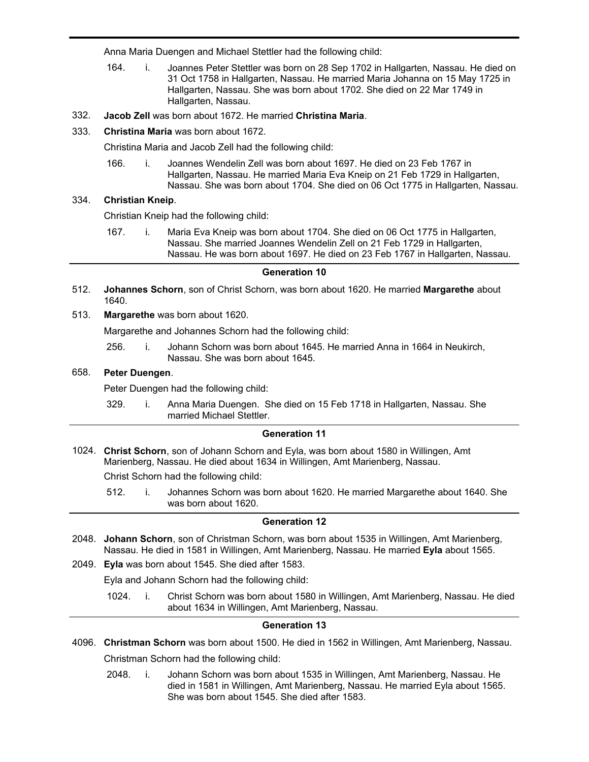Anna Maria Duengen and Michael Stettler had the following child:

164. i. Joannes Peter Stettler was born on 28 Sep 1702 in Hallgarten, Nassau. He died on 31 Oct 1758 in Hallgarten, Nassau. He married Maria Johanna on 15 May 1725 in Hallgarten, Nassau. She was born about 1702. She died on 22 Mar 1749 in Hallgarten, Nassau.

332. **Jacob Zell** was born about 1672. He married **Christina Maria**.

333. **Christina Maria** was born about 1672.

Christina Maria and Jacob Zell had the following child:

166. i. Joannes Wendelin Zell was born about 1697. He died on 23 Feb 1767 in Hallgarten, Nassau. He married Maria Eva Kneip on 21 Feb 1729 in Hallgarten, Nassau. She was born about 1704. She died on 06 Oct 1775 in Hallgarten, Nassau.

334. **Christian Kneip**.

Christian Kneip had the following child:

167. i. Maria Eva Kneip was born about 1704. She died on 06 Oct 1775 in Hallgarten, Nassau. She married Joannes Wendelin Zell on 21 Feb 1729 in Hallgarten, Nassau. He was born about 1697. He died on 23 Feb 1767 in Hallgarten, Nassau.

## Generation 10

512. **Johannes Schorn**, son of Christ Schorn, was born about 1620. He married **Margarethe** about 1640.

513. **Margarethe** was born about 1620.

Margarethe and Johannes Schorn had the following child:

256. i. Johann Schorn was born about 1645. He married Anna in 1664 in Neukirch, Nassau. She was born about 1645.

658. **Peter Duengen**.

Peter Duengen had the following child:

329. i. Anna Maria Duengen. She died on 15 Feb 1718 in Hallgarten, Nassau. She married Michael Stettler.

## Generation 11

1024. **Christ Schorn**, son of Johann Schorn and Eyla, was born about 1580 in Willingen, Amt Marienberg, Nassau. He died about 1634 in Willingen, Amt Marienberg, Nassau.

Christ Schorn had the following child:

512. i. Johannes Schorn was born about 1620. He married Margarethe about 1640. She was born about 1620.

## Generation 12

2048. **Johann Schorn**, son of Christman Schorn, was born about 1535 in Willingen, Amt Marienberg, Nassau. He died in 1581 in Willingen, Amt Marienberg, Nassau. He married **Eyla** about 1565.

2049. **Eyla** was born about 1545. She died after 1583.

Eyla and Johann Schorn had the following child:

1024. i. Christ Schorn was born about 1580 in Willingen, Amt Marienberg, Nassau. He died about 1634 in Willingen, Amt Marienberg, Nassau.

## Generation 13

4096. **Christman Schorn** was born about 1500. He died in 1562 in Willingen, Amt Marienberg, Nassau.

Christman Schorn had the following child:

2048. i. Johann Schorn was born about 1535 in Willingen, Amt Marienberg, Nassau. He died in 1581 in Willingen, Amt Marienberg, Nassau. He married Eyla about 1565. She was born about 1545. She died after 1583.